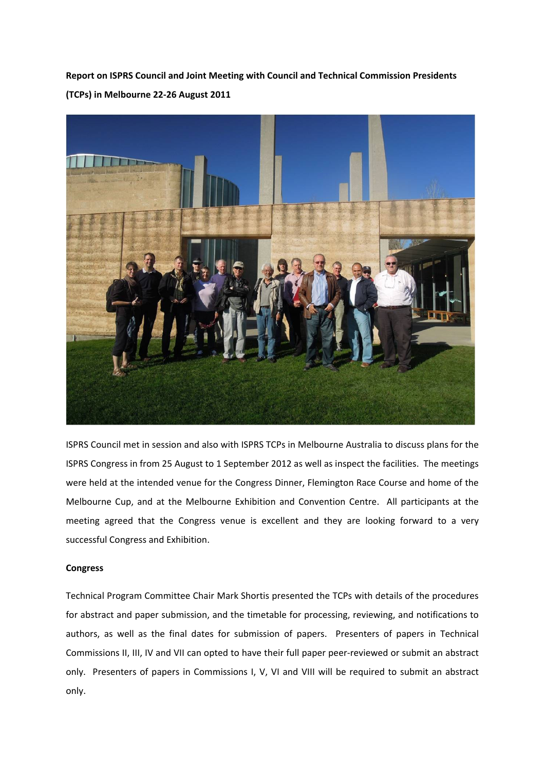**Report on ISPRS Council and Joint Meeting with Council and Technical Commission Presidents (TCPs) in Melbourne 22-26 August 2011**

ISPRS Council met in session and also with ISPRS TCPs in Melbourne Australia to discuss plans for the ISPRS Congress in from 25 August to 1 September 2012 as well as inspect the facilities. The meetings were held at the intended venue for the Congress Dinner, Flemington Race Course and home of the Melbourne Cup, and at the Melbourne Exhibition and Convention Centre. All participants at the meeting agreed that the Congress venue is excellent and they are looking forward to a very successful Congress and Exhibition.

**Congress**

Technical Program Committee Chair Mark Shortis presented the TCPs with details of the procedures for abstract and paper submission, and the timetable for processing, reviewing, and notifications to authors, as well as the final dates for submission of papers. Presenters of papers in Technical Commissions II, III, IV and VII can opted to have their full paper peer-reviewed or submit an abstract only. Presenters of papers in Commissions I, V, VI and VIII will be required to submit an abstract only.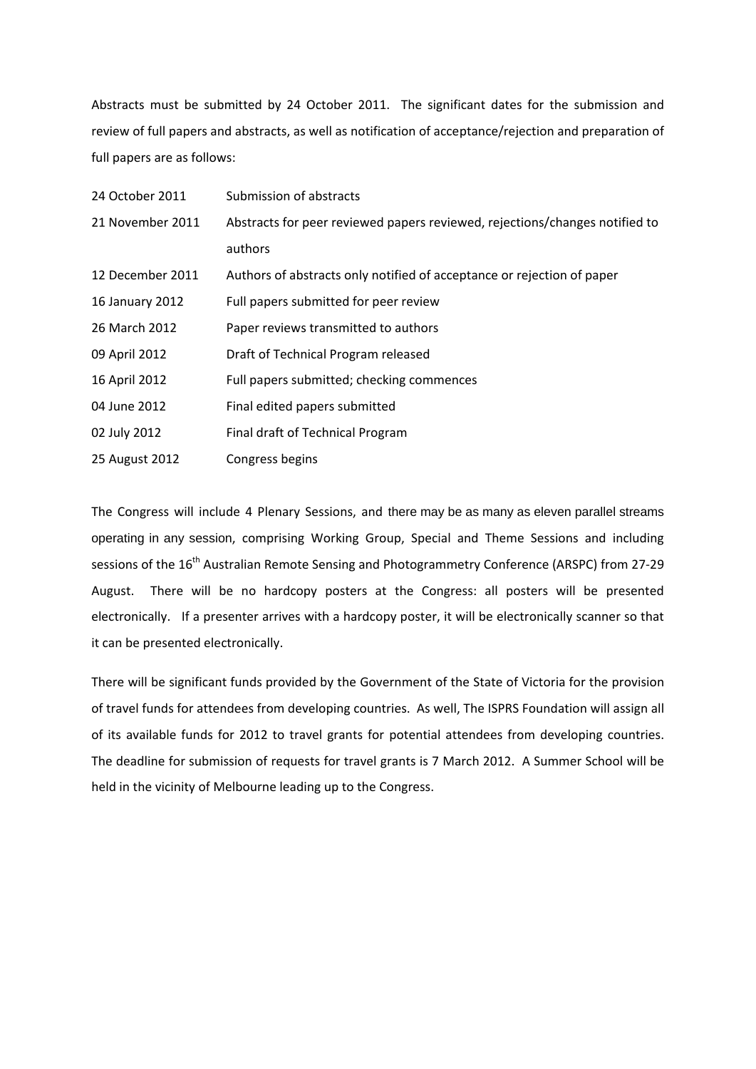Abstracts must be submitted by 24 October 2011. The significant dates for the submission and review of full papers and abstracts, as well as notification of acceptance/rejection and preparation of full papers are as follows:

| | |
|---|---|
| 24 October 2011 | Submission of abstracts |
| 21 November 2011 | Abstracts for peer reviewed papers reviewed, rejections/changes notified to authors |
| 12 December 2011 | Authors of abstracts only notified of acceptance or rejection of paper |
| 16 January 2012 | Full papers submitted for peer review |
| 26 March 2012 | Paper reviews transmitted to authors |
| 09 April 2012 | Draft of Technical Program released |
| 16 April 2012 | Full papers submitted; checking commences |
| 04 June 2012 | Final edited papers submitted |
| 02 July 2012 | Final draft of Technical Program |
| 25 August 2012 | Congress begins |

The Congress will include 4 Plenary Sessions, and there may be as many as eleven parallel streams operating in any session, comprising Working Group, Special and Theme Sessions and including sessions of the 16th Australian Remote Sensing and Photogrammetry Conference (ARSPC) from 27-29 August. There will be no hardcopy posters at the Congress: all posters will be presented electronically. If a presenter arrives with a hardcopy poster, it will be electronically scanner so that it can be presented electronically.

There will be significant funds provided by the Government of the State of Victoria for the provision of travel funds for attendees from developing countries. As well, The ISPRS Foundation will assign all of its available funds for 2012 to travel grants for potential attendees from developing countries. The deadline for submission of requests for travel grants is 7 March 2012. A Summer School will be held in the vicinity of Melbourne leading up to the Congress.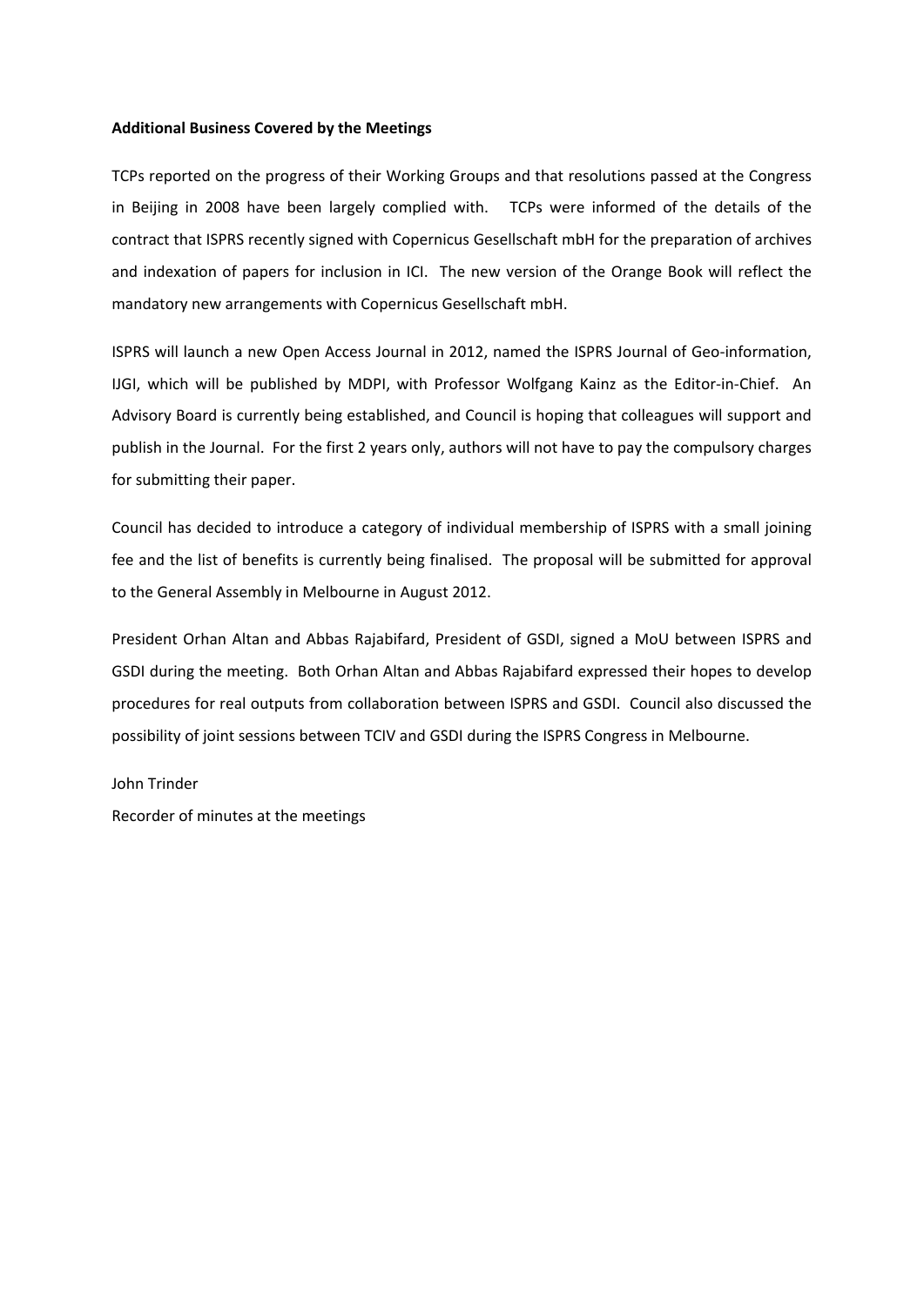**Additional Business Covered by the Meetings**

TCPs reported on the progress of their Working Groups and that resolutions passed at the Congress in Beijing in 2008 have been largely complied with. TCPs were informed of the details of the contract that ISPRS recently signed with Copernicus Gesellschaft mbH for the preparation of archives and indexation of papers for inclusion in ICI. The new version of the Orange Book will reflect the mandatory new arrangements with Copernicus Gesellschaft mbH.

ISPRS will launch a new Open Access Journal in 2012, named the ISPRS Journal of Geo-information, IJGI, which will be published by MDPI, with Professor Wolfgang Kainz as the Editor-in-Chief. An Advisory Board is currently being established, and Council is hoping that colleagues will support and publish in the Journal. For the first 2 years only, authors will not have to pay the compulsory charges for submitting their paper.

Council has decided to introduce a category of individual membership of ISPRS with a small joining fee and the list of benefits is currently being finalised. The proposal will be submitted for approval to the General Assembly in Melbourne in August 2012.

President Orhan Altan and Abbas Rajabifard, President of GSDI, signed a MoU between ISPRS and GSDI during the meeting. Both Orhan Altan and Abbas Rajabifard expressed their hopes to develop procedures for real outputs from collaboration between ISPRS and GSDI. Council also discussed the possibility of joint sessions between TCIV and GSDI during the ISPRS Congress in Melbourne.

John Trinder
Recorder of minutes at the meetings